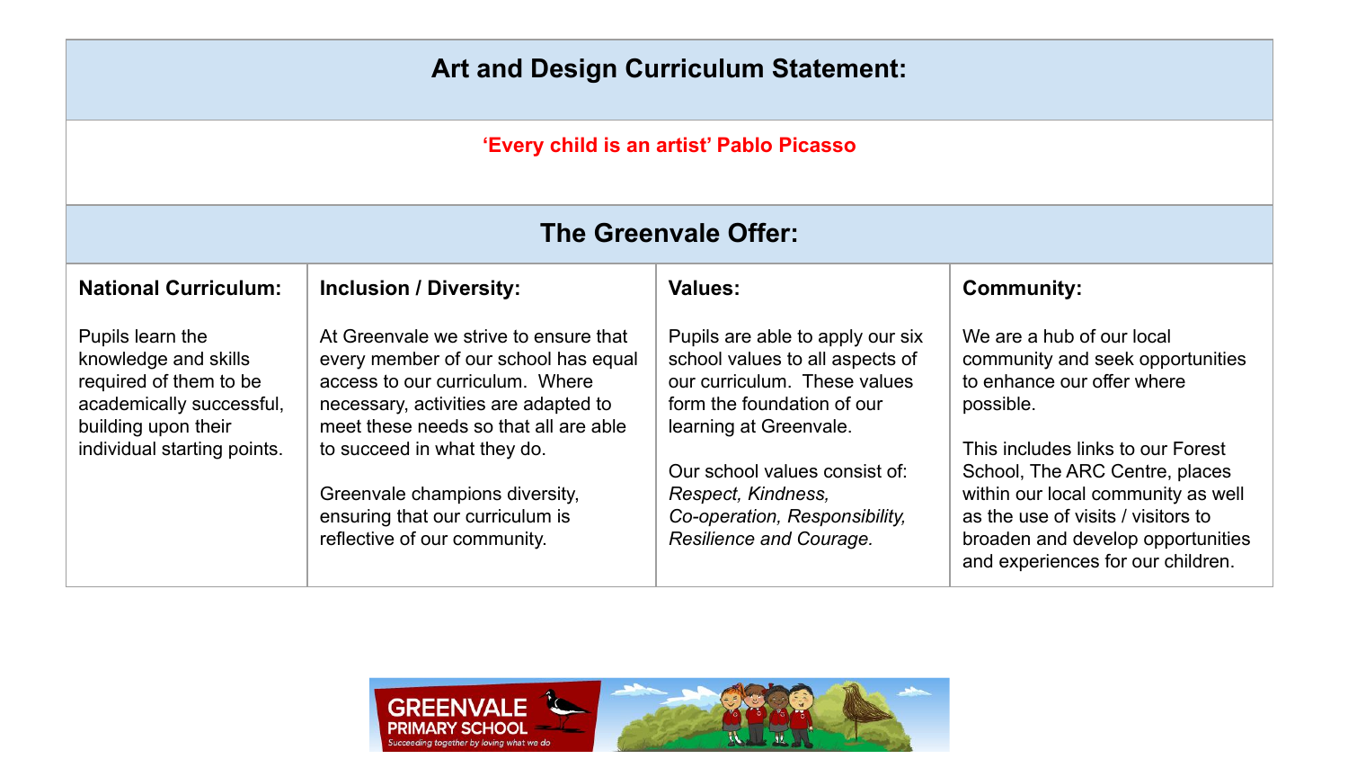# Art and Design Curriculum Statement:

**‘Every child is an artist’ Pablo Picasso**

## The Greenvale Offer:

| National Curriculum: | Inclusion / Diversity: | Values: | Community: |
|---|---|---|---|
| Pupils learn the knowledge and skills required of them to be academically successful, building upon their individual starting points. | At Greenvale we strive to ensure that every member of our school has equal access to our curriculum. Where necessary, activities are adapted to meet these needs so that all are able to succeed in what they do.<br><br>Greenvale champions diversity, ensuring that our curriculum is reflective of our community. | Pupils are able to apply our six school values to all aspects of our curriculum. These values form the foundation of our learning at Greenvale.<br><br>Our school values consist of: *Respect, Kindness, Co-operation, Responsibility, Resilience and Courage.* | We are a hub of our local community and seek opportunities to enhance our offer where possible.<br><br>This includes links to our Forest School, The ARC Centre, places within our local community as well as the use of visits / visitors to broaden and develop opportunities and experiences for our children. |

GREENVALE PRIMARY SCHOOL

*Succeeding together by loving what we do*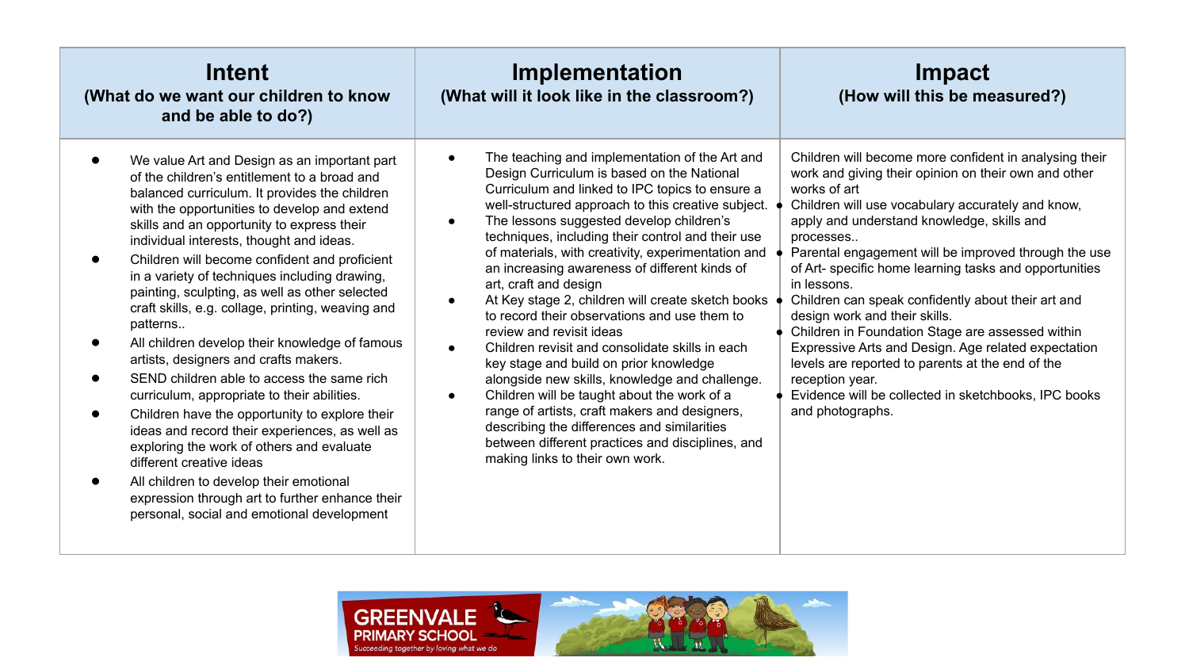| Intent (What do we want our children to know and be able to do?) | Implementation (What will it look like in the classroom?) | Impact (How will this be measured?) |
| --- | --- | --- |
| • We value Art and Design as an important part of the children's entitlement to a broad and balanced curriculum. It provides the children with the opportunities to develop and extend skills and an opportunity to express their individual interests, thought and ideas.<br>• Children will become confident and proficient in a variety of techniques including drawing, painting, sculpting, as well as other selected craft skills, e.g. collage, printing, weaving and patterns..<br>• All children develop their knowledge of famous artists, designers and crafts makers.<br>• SEND children able to access the same rich curriculum, appropriate to their abilities.<br>• Children have the opportunity to explore their ideas and record their experiences, as well as exploring the work of others and evaluate different creative ideas<br>• All children to develop their emotional expression through art to further enhance their personal, social and emotional development | • The teaching and implementation of the Art and Design Curriculum is based on the National Curriculum and linked to IPC topics to ensure a well-structured approach to this creative subject.<br>• The lessons suggested develop children's techniques, including their control and their use of materials, with creativity, experimentation and an increasing awareness of different kinds of art, craft and design<br>• At Key stage 2, children will create sketch books to record their observations and use them to review and revisit ideas<br>• Children revisit and consolidate skills in each key stage and build on prior knowledge alongside new skills, knowledge and challenge.<br>• Children will be taught about the work of a range of artists, craft makers and designers, describing the differences and similarities between different practices and disciplines, and making links to their own work. | Children will become more confident in analysing their work and giving their opinion on their own and other works of art<br>• Children will use vocabulary accurately and know, apply and understand knowledge, skills and processes..<br>• Parental engagement will be improved through the use of Art- specific home learning tasks and opportunities in lessons.<br>• Children can speak confidently about their art and design work and their skills.<br>• Children in Foundation Stage are assessed within Expressive Arts and Design. Age related expectation levels are reported to parents at the end of the reception year.<br>• Evidence will be collected in sketchbooks, IPC books and photographs. |

GREENVALE PRIMARY SCHOOL
Succeeding together by loving what we do